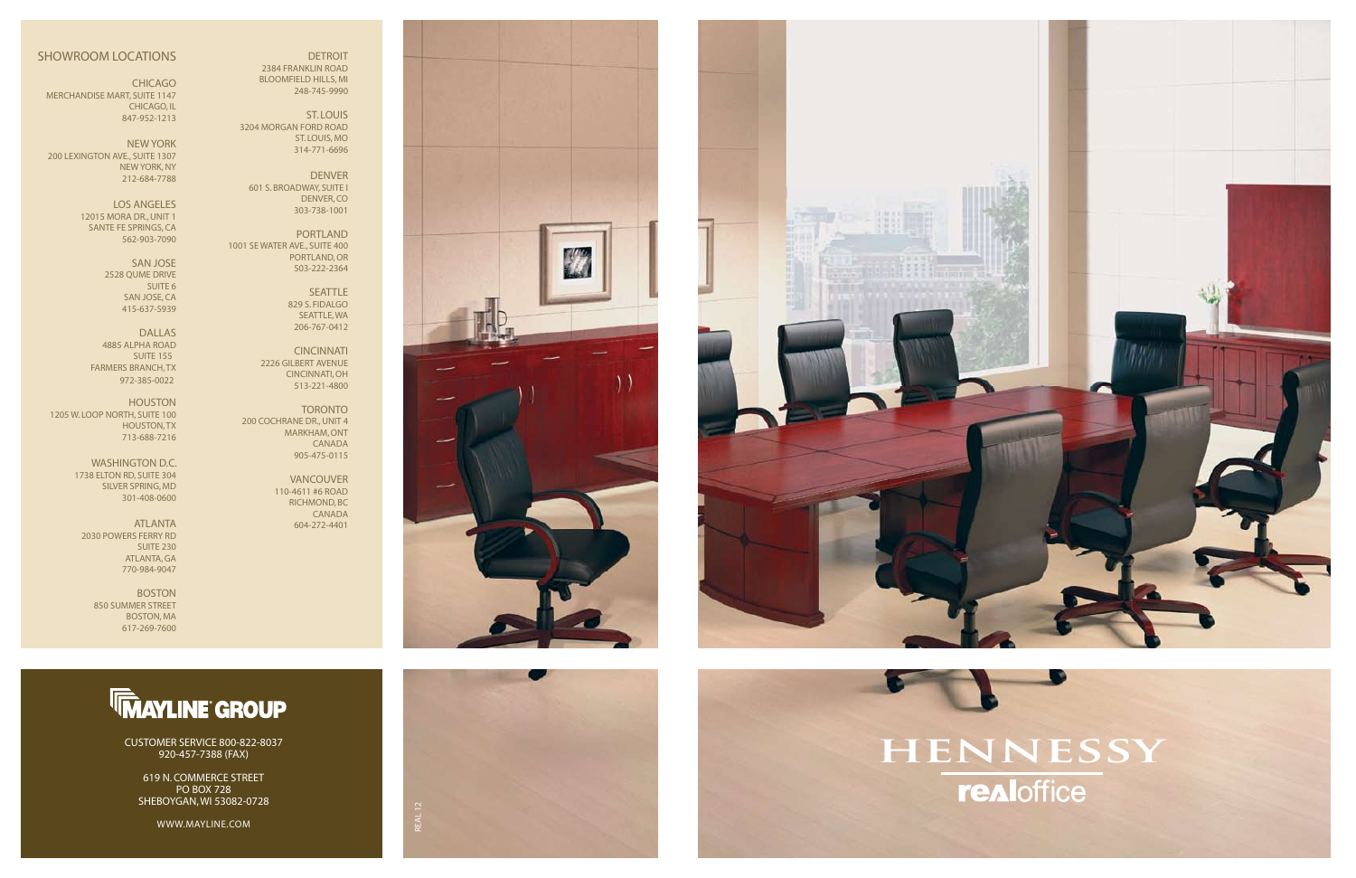## SHOWROOM LOCATIONS

**CHICAGO**
MERCHANDISE MART, SUITE 1147
CHICAGO, IL
847-952-1213

**NEW YORK**
200 LEXINGTON AVE., SUITE 1307
NEW YORK, NY
212-684-7788

**LOS ANGELES**
12015 MORA DR., UNIT 1
SANTE FE SPRINGS, CA
562-903-7090

**SAN JOSE**
2528 QUME DRIVE
SUITE 6
SAN JOSE, CA
415-637-5939

**DALLAS**
4885 ALPHA ROAD
SUITE 155
FARMERS BRANCH, TX
972-385-0022

**HOUSTON**
1205 W. LOOP NORTH, SUITE 100
HOUSTON, TX
713-688-7216

**WASHINGTON D.C.**
1738 ELTON RD, SUITE 304
SILVER SPRING, MD
301-408-0600

**ATLANTA**
2030 POWERS FERRY RD
SUITE 230
ATLANTA, GA
770-984-9047

**BOSTON**
850 SUMMER STREET
BOSTON, MA
617-269-7600

**DETROIT**
2384 FRANKLIN ROAD
BLOOMFIELD HILLS, MI
248-745-9990

**ST. LOUIS**
3204 MORGAN FORD ROAD
ST. LOUIS, MO
314-771-6696

**DENVER**
601 S. BROADWAY, SUITE I
DENVER, CO
303-738-1001

**PORTLAND**
1001 SE WATER AVE., SUITE 400
PORTLAND, OR
503-222-2364

**SEATTLE**
829 S. FIDALGO
SEATTLE, WA
206-767-0412

**CINCINNATI**
2226 GILBERT AVENUE
CINCINNATI, OH
513-221-4800

**TORONTO**
200 COCHRANE DR., UNIT 4
MARKHAM, ONT
CANADA
905-475-0115

**VANCOUVER**
110-4611 #6 ROAD
RICHMOND, BC
CANADA
604-272-4401

**MAYLINE GROUP**

CUSTOMER SERVICE 800-822-8037
920-457-7388 (FAX)

619 N. COMMERCE STREET
PO BOX 728
SHEBOYGAN, WI 53082-0728

WWW.MAYLINE.COM

REAL 12

# HENNESSY

**realoffice**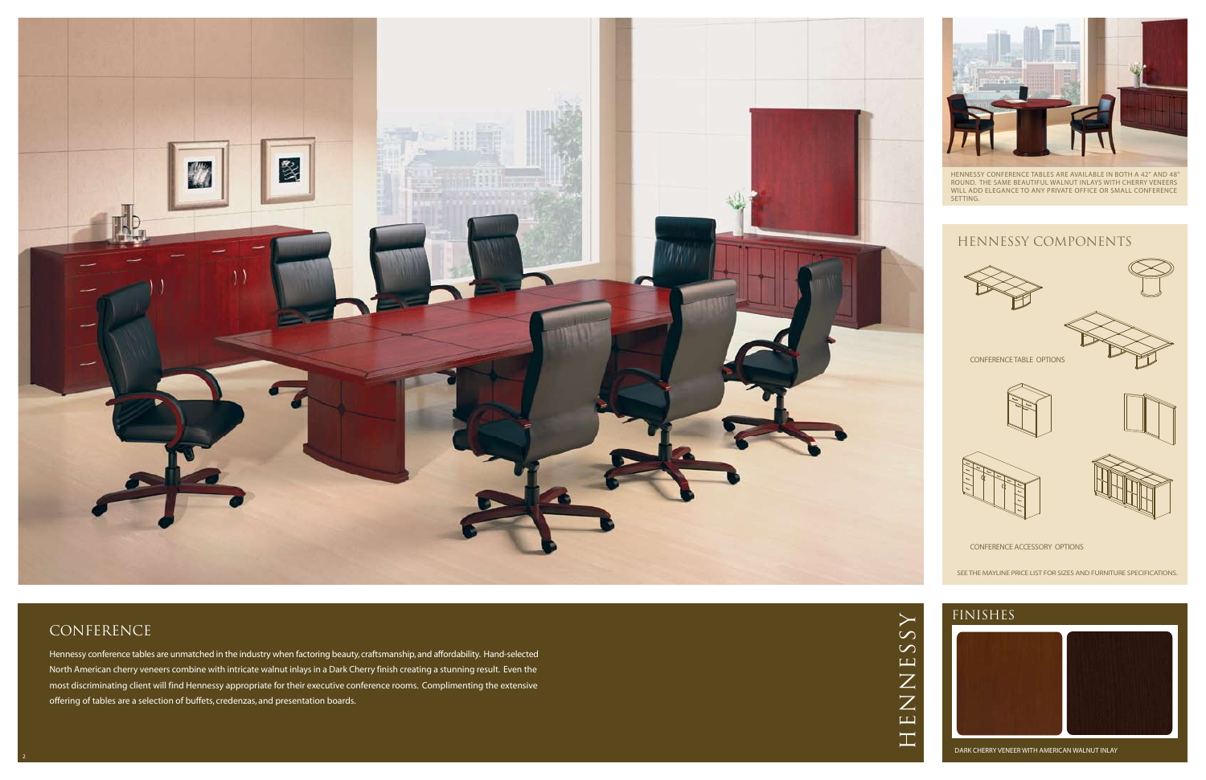HENNESSY CONFERENCE TABLES ARE AVAILABLE IN BOTH A 42" AND 48" ROUND. THE SAME BEAUTIFUL WALNUT INLAYS WITH CHERRY VENEERS WILL ADD ELEGANCE TO ANY PRIVATE OFFICE OR SMALL CONFERENCE SETTING.

## HENNESSY COMPONENTS

CONFERENCE TABLE OPTIONS

CONFERENCE ACCESSORY OPTIONS

SEE THE MAYLINE PRICE LIST FOR SIZES AND FURNITURE SPECIFICATIONS.

## CONFERENCE

Hennessy conference tables are unmatched in the industry when factoring beauty, craftsmanship, and affordability. Hand-selected North American cherry veneers combine with intricate walnut inlays in a Dark Cherry finish creating a stunning result. Even the most discriminating client will find Hennessy appropriate for their executive conference rooms. Complimenting the extensive offering of tables are a selection of buffets, credenzas, and presentation boards.

HENNESSY

## FINISHES

DARK CHERRY VENEER WITH AMERICAN WALNUT INLAY